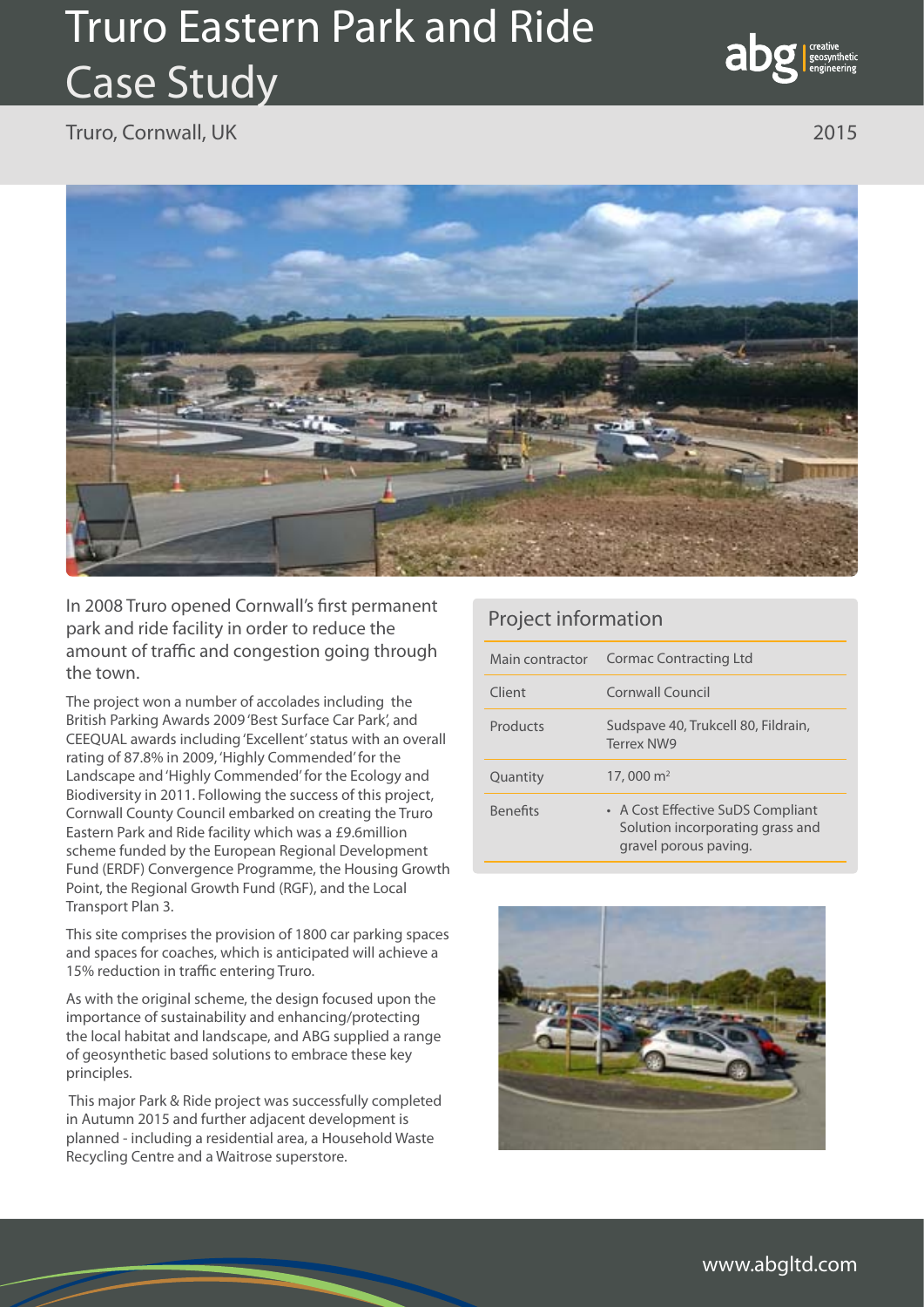# Truro Eastern Park and Ride Case Study

Truro, Cornwall, UK

2015

In 2008 Truro opened Cornwall's first permanent park and ride facility in order to reduce the amount of traffic and congestion going through the town.

The project won a number of accolades including the British Parking Awards 2009 'Best Surface Car Park', and CEEQUAL awards including 'Excellent' status with an overall rating of 87.8% in 2009, 'Highly Commended' for the Landscape and 'Highly Commended' for the Ecology and Biodiversity in 2011. Following the success of this project, Cornwall County Council embarked on creating the Truro Eastern Park and Ride facility which was a £9.6million scheme funded by the European Regional Development Fund (ERDF) Convergence Programme, the Housing Growth Point, the Regional Growth Fund (RGF), and the Local Transport Plan 3.

This site comprises the provision of 1800 car parking spaces and spaces for coaches, which is anticipated will achieve a 15% reduction in traffic entering Truro.

As with the original scheme, the design focused upon the importance of sustainability and enhancing/protecting the local habitat and landscape, and ABG supplied a range of geosynthetic based solutions to embrace these key principles.

This major Park & Ride project was successfully completed in Autumn 2015 and further adjacent development is planned - including a residential area, a Household Waste Recycling Centre and a Waitrose superstore.

## Project information

| | |
|---|---|
| Main contractor | Cormac Contracting Ltd |
| Client | Cornwall Council |
| Products | Sudspave 40, Trukcell 80, Fildrain, Terrex NW9 |
| Quantity | 17, 000 m$^2$ |
| Benefits | • A Cost Effective SuDS Compliant Solution incorporating grass and gravel porous paving. |

www.abgltd.com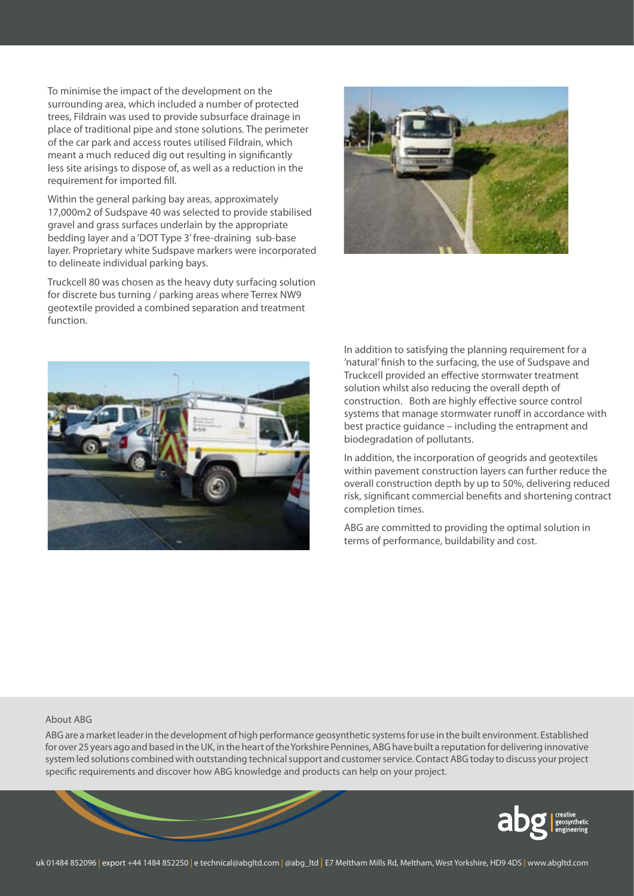To minimise the impact of the development on the surrounding area, which included a number of protected trees, Fildrain was used to provide subsurface drainage in place of traditional pipe and stone solutions. The perimeter of the car park and access routes utilised Fildrain, which meant a much reduced dig out resulting in significantly less site arisings to dispose of, as well as a reduction in the requirement for imported fill.

Within the general parking bay areas, approximately 17,000m2 of Sudspave 40 was selected to provide stabilised gravel and grass surfaces underlain by the appropriate bedding layer and a 'DOT Type 3' free-draining sub-base layer. Proprietary white Sudspave markers were incorporated to delineate individual parking bays.

Truckcell 80 was chosen as the heavy duty surfacing solution for discrete bus turning / parking areas where Terrex NW9 geotextile provided a combined separation and treatment function.

In addition to satisfying the planning requirement for a 'natural' finish to the surfacing, the use of Sudspave and Truckcell provided an effective stormwater treatment solution whilst also reducing the overall depth of construction. Both are highly effective source control systems that manage stormwater runoff in accordance with best practice guidance – including the entrapment and biodegradation of pollutants.

In addition, the incorporation of geogrids and geotextiles within pavement construction layers can further reduce the overall construction depth by up to 50%, delivering reduced risk, significant commercial benefits and shortening contract completion times.

ABG are committed to providing the optimal solution in terms of performance, buildability and cost.

About ABG

ABG are a market leader in the development of high performance geosynthetic systems for use in the built environment. Established for over 25 years ago and based in the UK, in the heart of the Yorkshire Pennines, ABG have built a reputation for delivering innovative system led solutions combined with outstanding technical support and customer service. Contact ABG today to discuss your project specific requirements and discover how ABG knowledge and products can help on your project.

abg | creative geosynthetic engineering

uk 01484 852096 | export +44 1484 852250 | e technical@abgltd.com | @abg_ltd | E7 Meltham Mills Rd, Meltham, West Yorkshire, HD9 4DS | www.abgltd.com